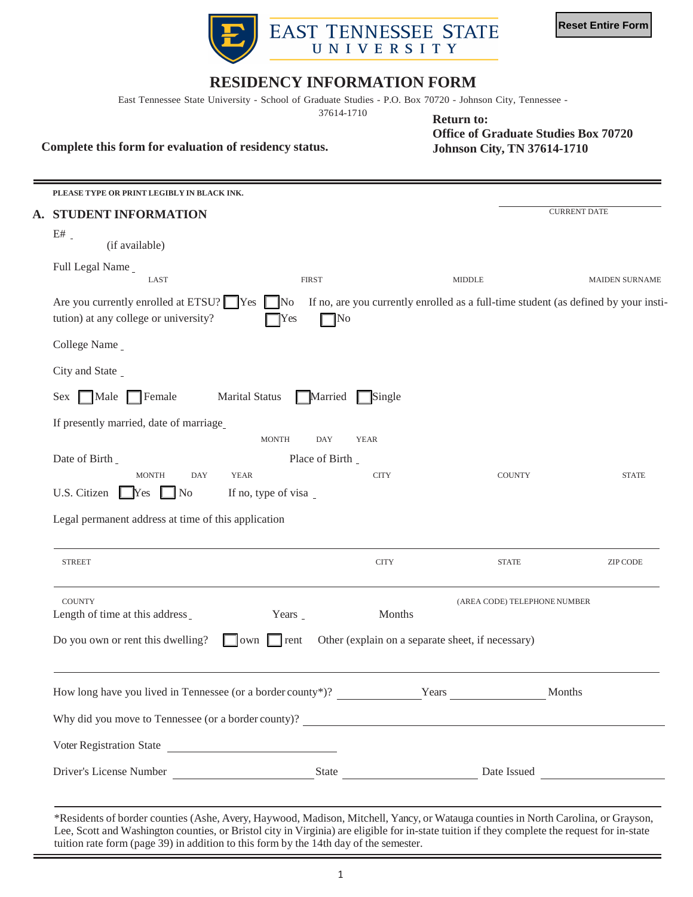EAST TENNESSEE STATE UNIVERSITY

Reset Entire Form

# RESIDENCY INFORMATION FORM

East Tennessee State University - School of Graduate Studies - P.O. Box 70720 - Johnson City, Tennessee - 37614-1710

**Return to:**
**Office of Graduate Studies Box 70720**
**Johnson City, TN 37614-1710**

**Complete this form for evaluation of residency status.**

**PLEASE TYPE OR PRINT LEGIBLY IN BLACK INK.**

CURRENT DATE ______

## A. STUDENT INFORMATION

E# ______ (if available)

Full Legal Name ______
LAST FIRST MIDDLE MAIDEN SURNAME

Are you currently enrolled at ETSU? ☐ Yes ☐ No If no, are you currently enrolled as a full-time student (as defined by your institution) at any college or university? ☐ Yes ☐ No

College Name ______

City and State ______

Sex ☐ Male ☐ Female Marital Status ☐ Married ☐ Single

If presently married, date of marriage ______
MONTH DAY YEAR

Date of Birth ______ Place of Birth ______
MONTH DAY YEAR CITY COUNTY STATE

U.S. Citizen ☐ Yes ☐ No If no, type of visa ______

Legal permanent address at time of this application

______
STREET CITY STATE ZIP CODE

______
COUNTY (AREA CODE) TELEPHONE NUMBER

Length of time at this address ______ Years ______ Months

Do you own or rent this dwelling? ☐ own ☐ rent Other (explain on a separate sheet, if necessary)

______

How long have you lived in Tennessee (or a border county*)? ______ Years ______ Months

Why did you move to Tennessee (or a border county)? ______

Voter Registration State ______

Driver's License Number ______ State ______ Date Issued ______

*Residents of border counties (Ashe, Avery, Haywood, Madison, Mitchell, Yancy, or Watauga counties in North Carolina, or Grayson, Lee, Scott and Washington counties, or Bristol city in Virginia) are eligible for in-state tuition if they complete the request for in-state tuition rate form (page 39) in addition to this form by the 14th day of the semester.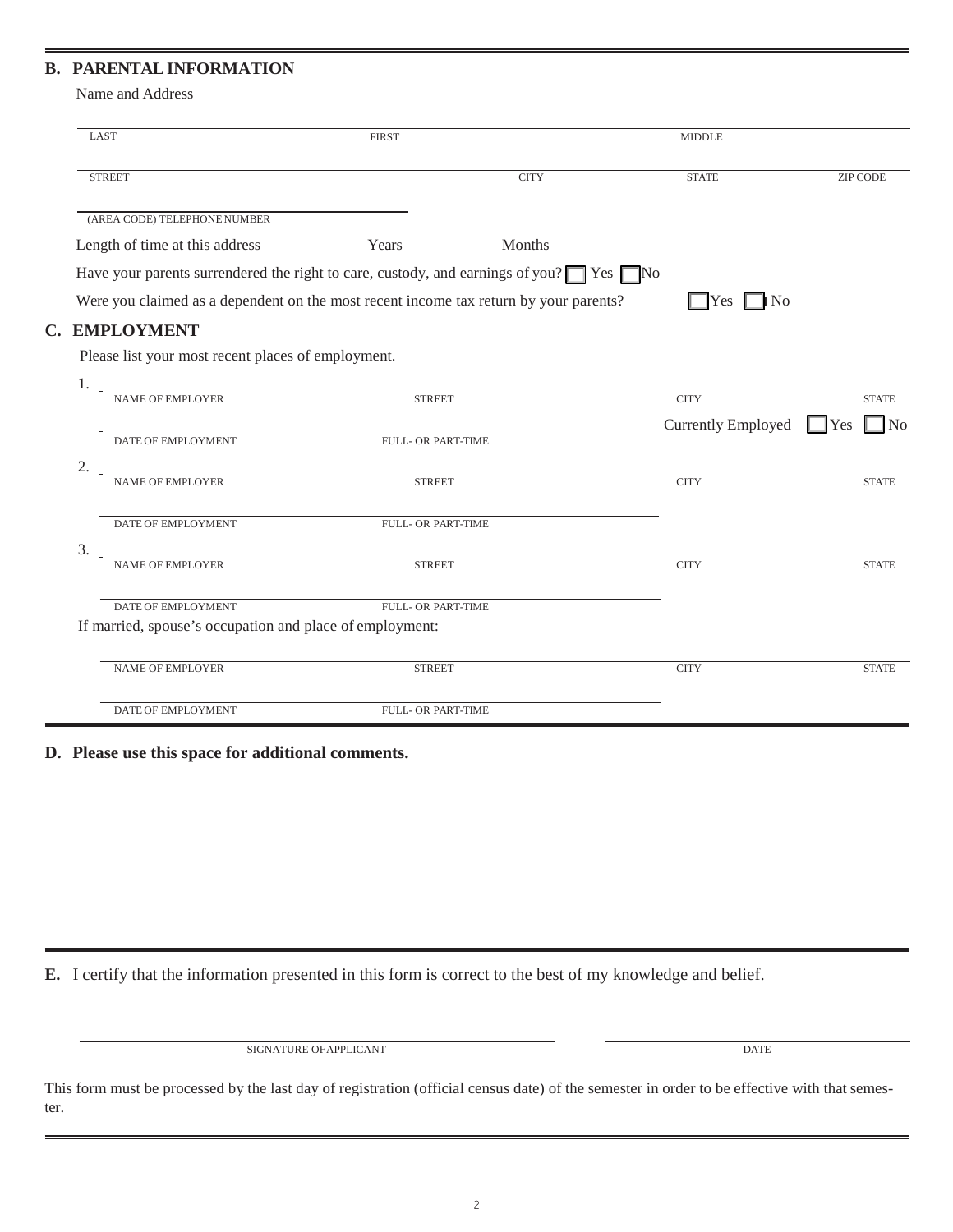## B. PARENTAL INFORMATION

Name and Address

| LAST | FIRST | | MIDDLE | |
|---|---|---|---|---|
| STREET | | CITY | STATE | ZIP CODE |

(AREA CODE) TELEPHONE NUMBER

Length of time at this address Years Months

Have your parents surrendered the right to care, custody, and earnings of you? ☐ Yes ☐ No

Were you claimed as a dependent on the most recent income tax return by your parents? ☐ Yes ☐ No

## C. EMPLOYMENT

Please list your most recent places of employment.

1.

| NAME OF EMPLOYER | STREET | CITY | STATE |
|---|---|---|---|
| DATE OF EMPLOYMENT | FULL- OR PART-TIME | Currently Employed ☐ Yes ☐ No | |

2.

| NAME OF EMPLOYER | STREET | CITY | STATE |
|---|---|---|---|
| DATE OF EMPLOYMENT | FULL- OR PART-TIME | | |

3.

| NAME OF EMPLOYER | STREET | CITY | STATE |
|---|---|---|---|
| DATE OF EMPLOYMENT | FULL- OR PART-TIME | | |

If married, spouse's occupation and place of employment:

| NAME OF EMPLOYER | STREET | CITY | STATE |
|---|---|---|---|
| DATE OF EMPLOYMENT | FULL- OR PART-TIME | | |

## D. Please use this space for additional comments.

**E.** I certify that the information presented in this form is correct to the best of my knowledge and belief.

SIGNATURE OF APPLICANT DATE

This form must be processed by the last day of registration (official census date) of the semester in order to be effective with that semester.